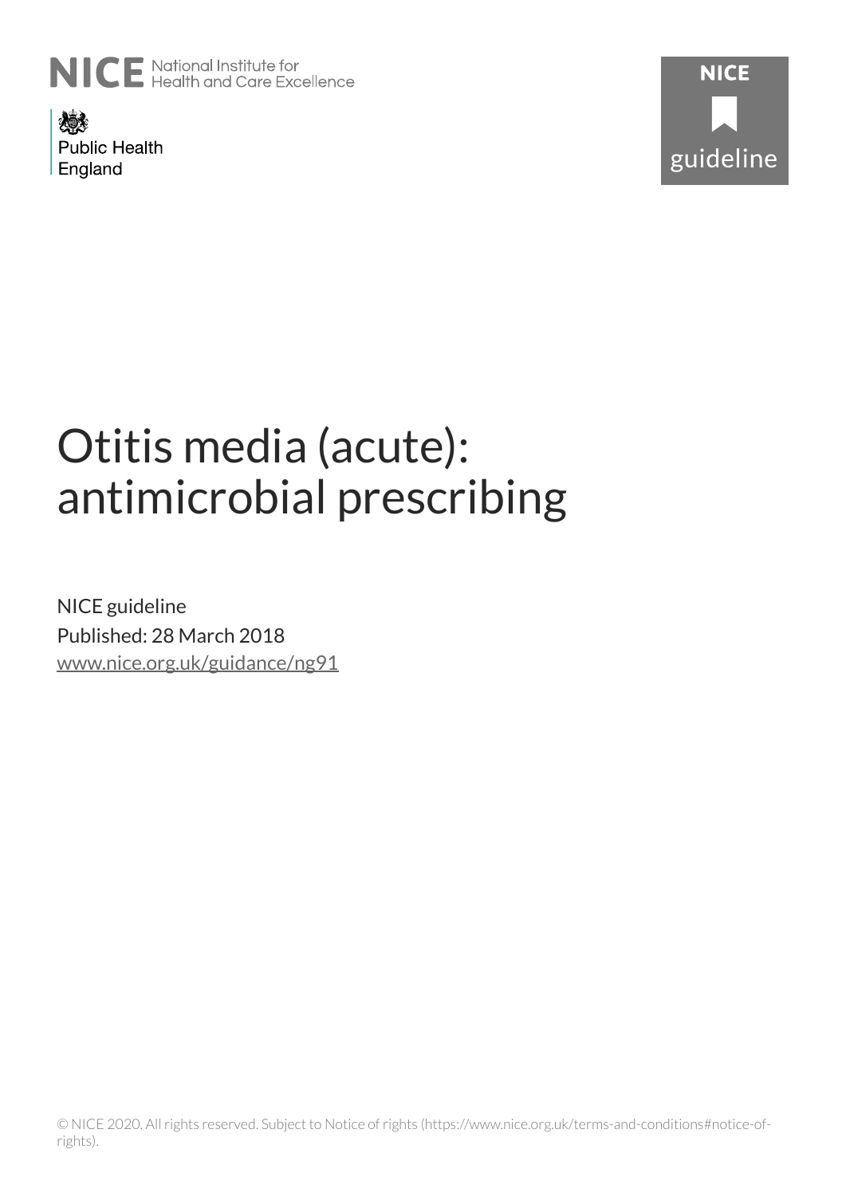NICE National Institute for Health and Care Excellence

Public Health England

NICE guideline

# Otitis media (acute): antimicrobial prescribing

NICE guideline

Published: 28 March 2018

www.nice.org.uk/guidance/ng91

© NICE 2020. All rights reserved. Subject to Notice of rights (https://www.nice.org.uk/terms-and-conditions#notice-of-rights).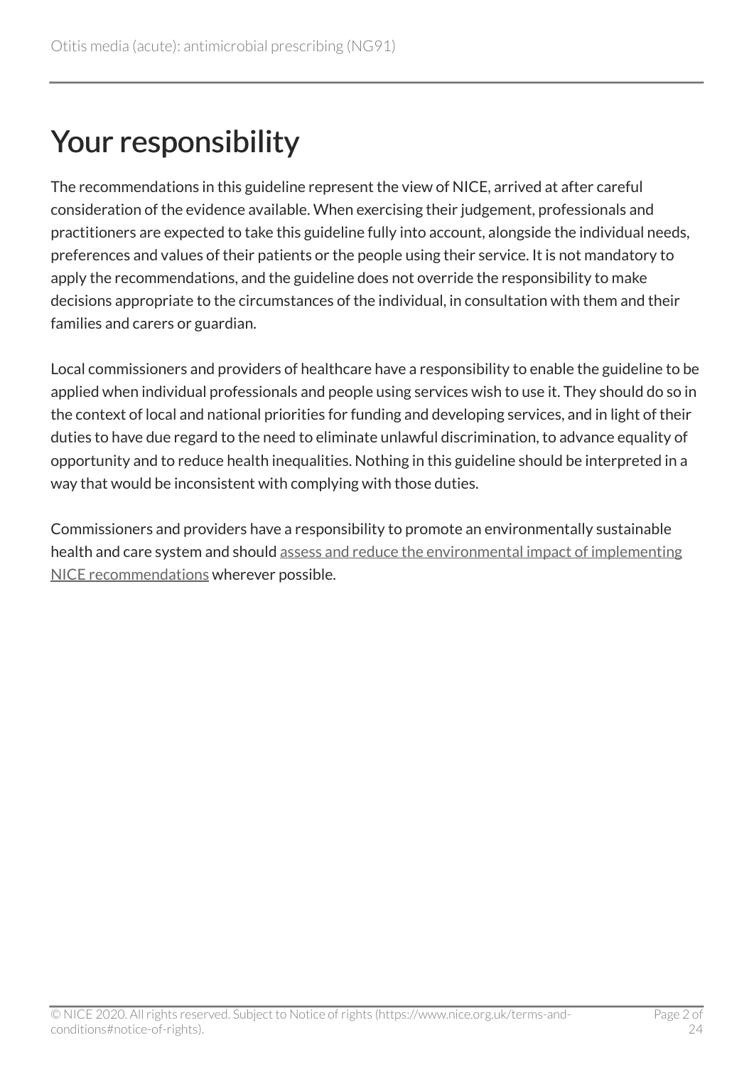# Your responsibility

The recommendations in this guideline represent the view of NICE, arrived at after careful consideration of the evidence available. When exercising their judgement, professionals and practitioners are expected to take this guideline fully into account, alongside the individual needs, preferences and values of their patients or the people using their service. It is not mandatory to apply the recommendations, and the guideline does not override the responsibility to make decisions appropriate to the circumstances of the individual, in consultation with them and their families and carers or guardian.

Local commissioners and providers of healthcare have a responsibility to enable the guideline to be applied when individual professionals and people using services wish to use it. They should do so in the context of local and national priorities for funding and developing services, and in light of their duties to have due regard to the need to eliminate unlawful discrimination, to advance equality of opportunity and to reduce health inequalities. Nothing in this guideline should be interpreted in a way that would be inconsistent with complying with those duties.

Commissioners and providers have a responsibility to promote an environmentally sustainable health and care system and should assess and reduce the environmental impact of implementing NICE recommendations wherever possible.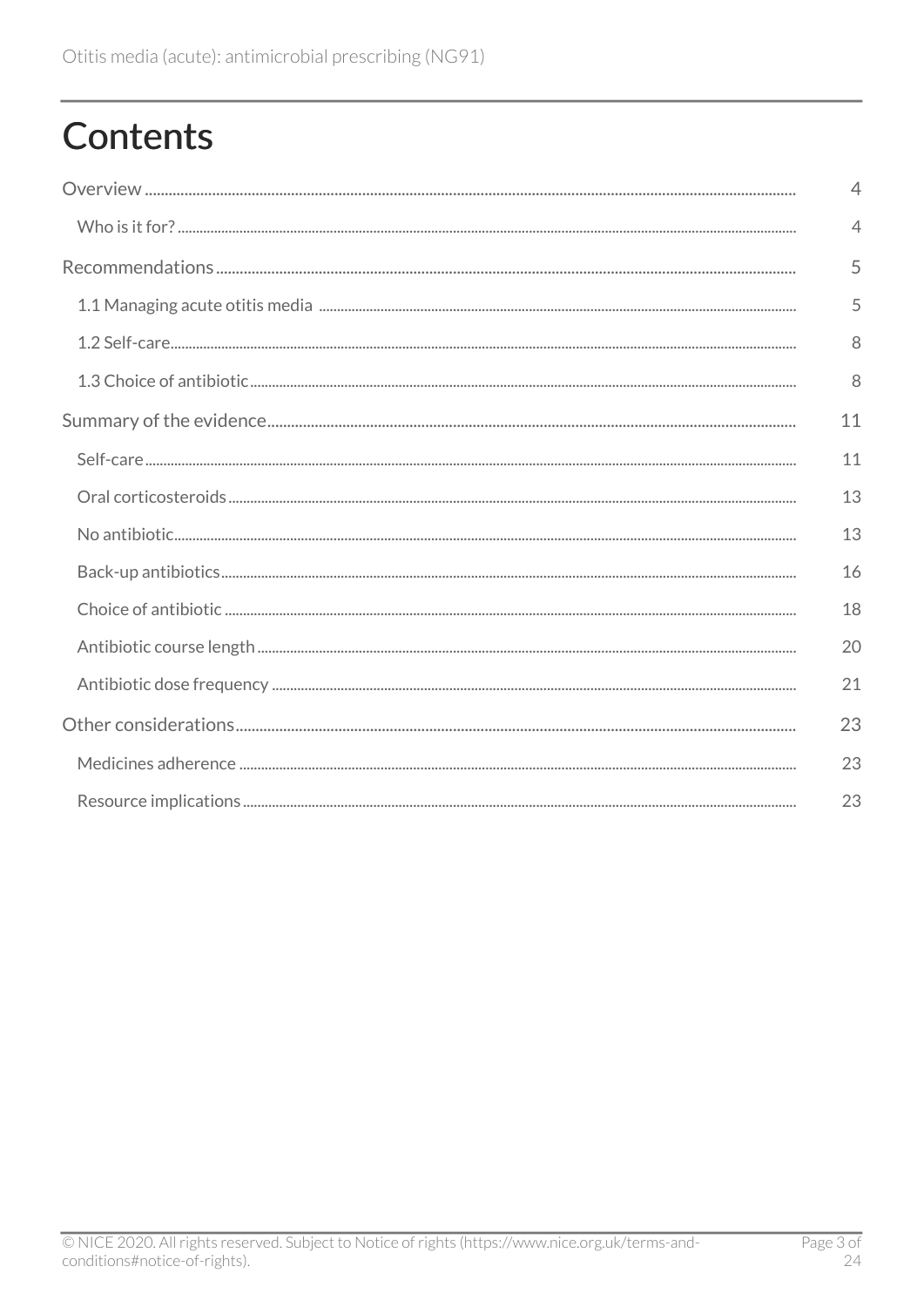# Contents

Overview .................................................................................................................................................. 4

Who is it for? ........................................................................................................................................ 4

Recommendations ................................................................................................................................. 5

1.1 Managing acute otitis media ........................................................................................................ 5

1.2 Self-care ......................................................................................................................................... 8

1.3 Choice of antibiotic ....................................................................................................................... 8

Summary of the evidence ..................................................................................................................... 11

Self-care ................................................................................................................................................ 11

Oral corticosteroids .............................................................................................................................. 13

No antibiotic ......................................................................................................................................... 13

Back-up antibiotics ............................................................................................................................... 16

Choice of antibiotic .............................................................................................................................. 18

Antibiotic course length ....................................................................................................................... 20

Antibiotic dose frequency ..................................................................................................................... 21

Other considerations ............................................................................................................................ 23

Medicines adherence ........................................................................................................................... 23

Resource implications .......................................................................................................................... 23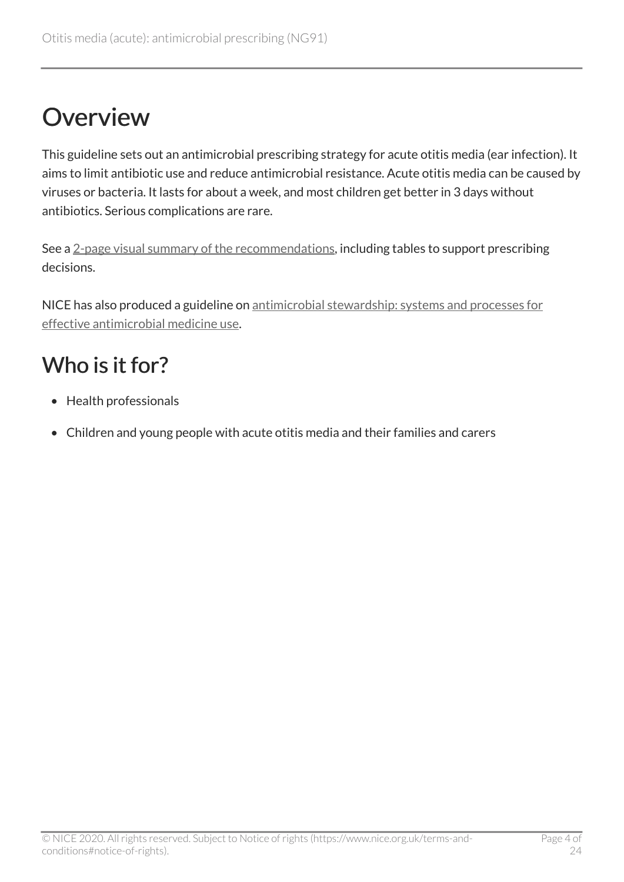# Overview

This guideline sets out an antimicrobial prescribing strategy for acute otitis media (ear infection). It aims to limit antibiotic use and reduce antimicrobial resistance. Acute otitis media can be caused by viruses or bacteria. It lasts for about a week, and most children get better in 3 days without antibiotics. Serious complications are rare.

See a 2-page visual summary of the recommendations, including tables to support prescribing decisions.

NICE has also produced a guideline on antimicrobial stewardship: systems and processes for effective antimicrobial medicine use.

## Who is it for?

- Health professionals
- Children and young people with acute otitis media and their families and carers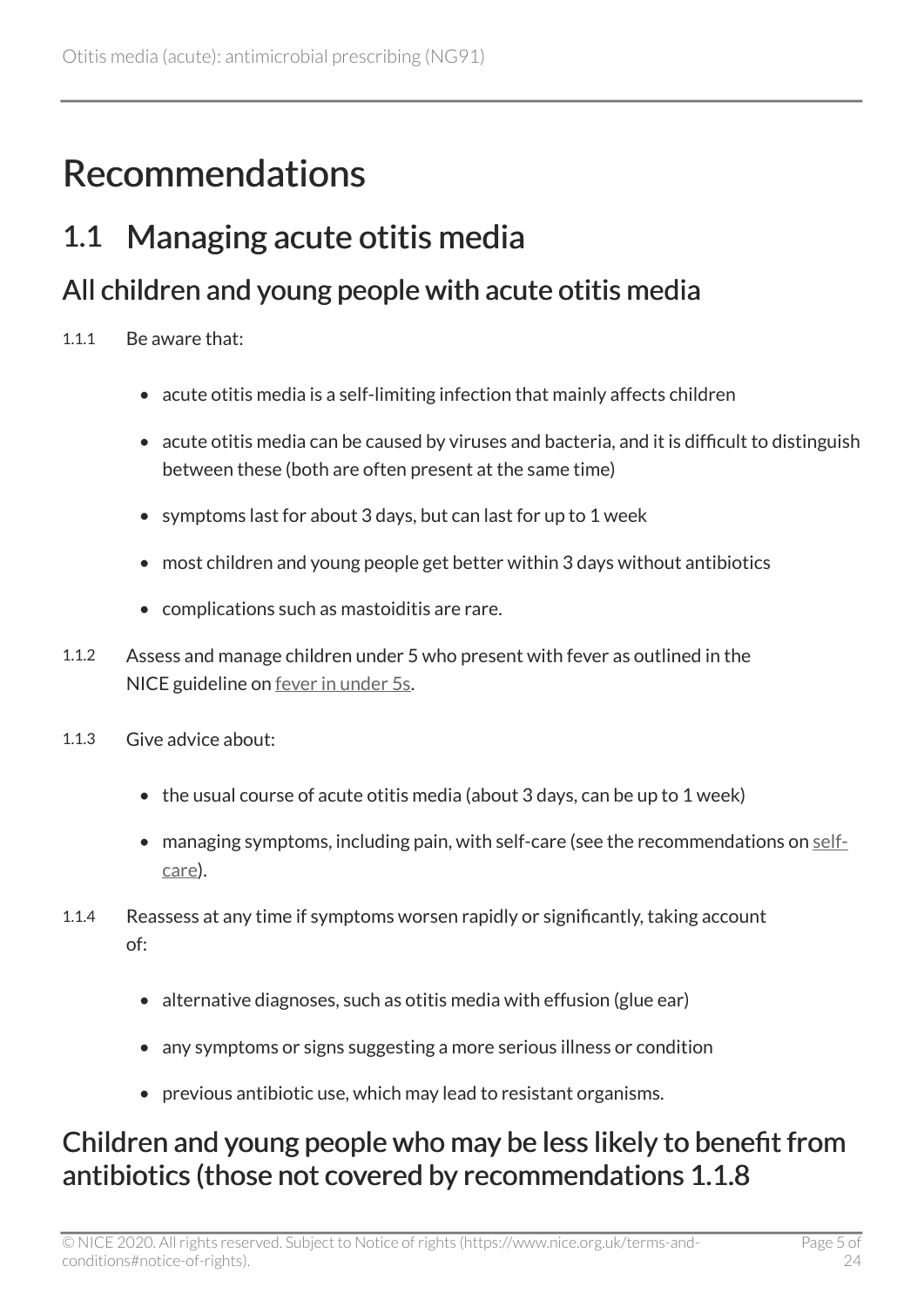# Recommendations

## 1.1 Managing acute otitis media

### All children and young people with acute otitis media

1.1.1 Be aware that:

- acute otitis media is a self-limiting infection that mainly affects children
- acute otitis media can be caused by viruses and bacteria, and it is difficult to distinguish between these (both are often present at the same time)
- symptoms last for about 3 days, but can last for up to 1 week
- most children and young people get better within 3 days without antibiotics
- complications such as mastoiditis are rare.

1.1.2 Assess and manage children under 5 who present with fever as outlined in the NICE guideline on fever in under 5s.

1.1.3 Give advice about:

- the usual course of acute otitis media (about 3 days, can be up to 1 week)
- managing symptoms, including pain, with self-care (see the recommendations on self-care).

1.1.4 Reassess at any time if symptoms worsen rapidly or significantly, taking account of:

- alternative diagnoses, such as otitis media with effusion (glue ear)
- any symptoms or signs suggesting a more serious illness or condition
- previous antibiotic use, which may lead to resistant organisms.

### Children and young people who may be less likely to benefit from antibiotics (those not covered by recommendations 1.1.8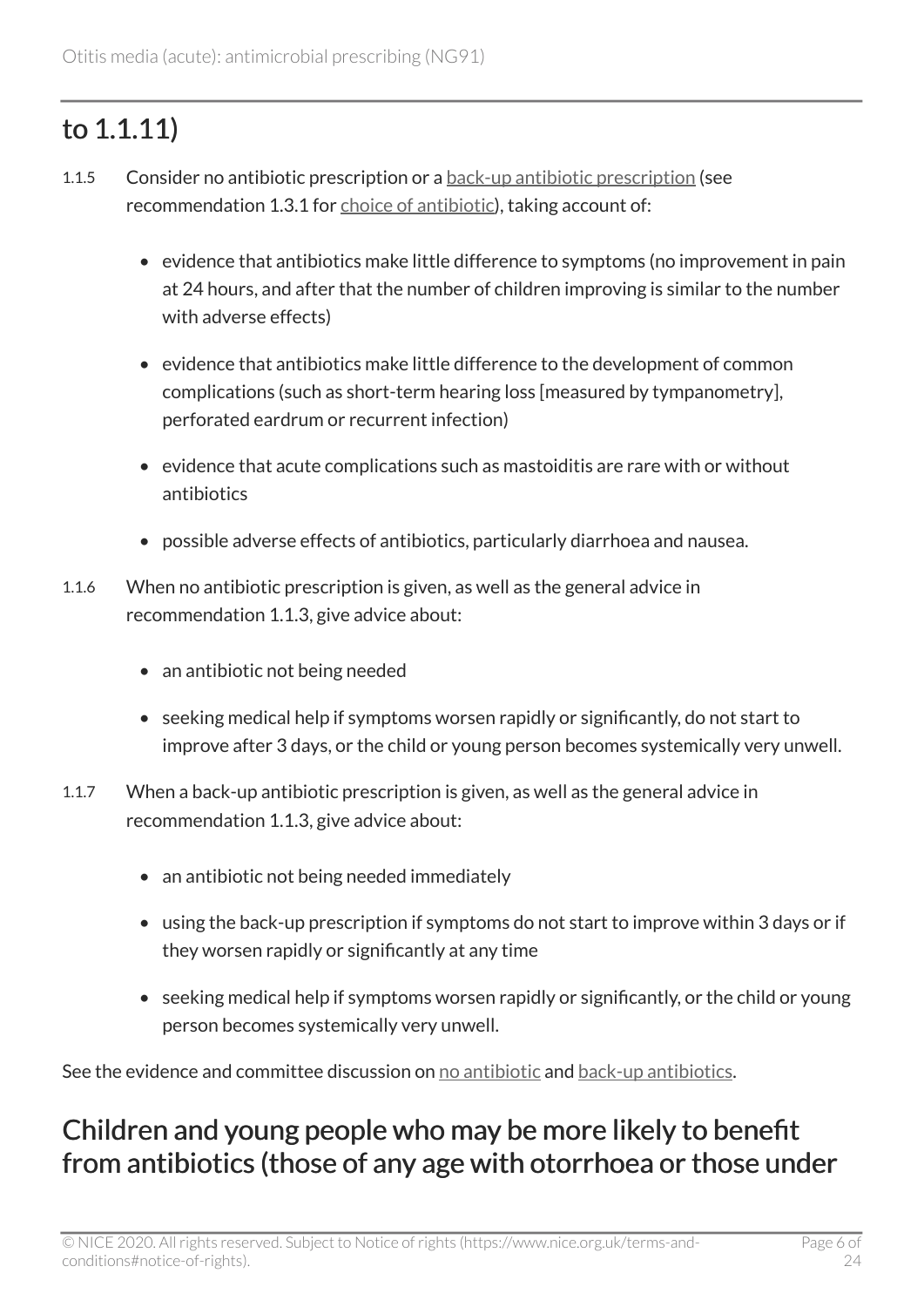## to 1.1.11)

1.1.5 Consider no antibiotic prescription or a back-up antibiotic prescription (see recommendation 1.3.1 for choice of antibiotic), taking account of:

- evidence that antibiotics make little difference to symptoms (no improvement in pain at 24 hours, and after that the number of children improving is similar to the number with adverse effects)
- evidence that antibiotics make little difference to the development of common complications (such as short-term hearing loss [measured by tympanometry], perforated eardrum or recurrent infection)
- evidence that acute complications such as mastoiditis are rare with or without antibiotics
- possible adverse effects of antibiotics, particularly diarrhoea and nausea.

1.1.6 When no antibiotic prescription is given, as well as the general advice in recommendation 1.1.3, give advice about:

- an antibiotic not being needed
- seeking medical help if symptoms worsen rapidly or significantly, do not start to improve after 3 days, or the child or young person becomes systemically very unwell.

1.1.7 When a back-up antibiotic prescription is given, as well as the general advice in recommendation 1.1.3, give advice about:

- an antibiotic not being needed immediately
- using the back-up prescription if symptoms do not start to improve within 3 days or if they worsen rapidly or significantly at any time
- seeking medical help if symptoms worsen rapidly or significantly, or the child or young person becomes systemically very unwell.

See the evidence and committee discussion on no antibiotic and back-up antibiotics.

## Children and young people who may be more likely to benefit from antibiotics (those of any age with otorrhoea or those under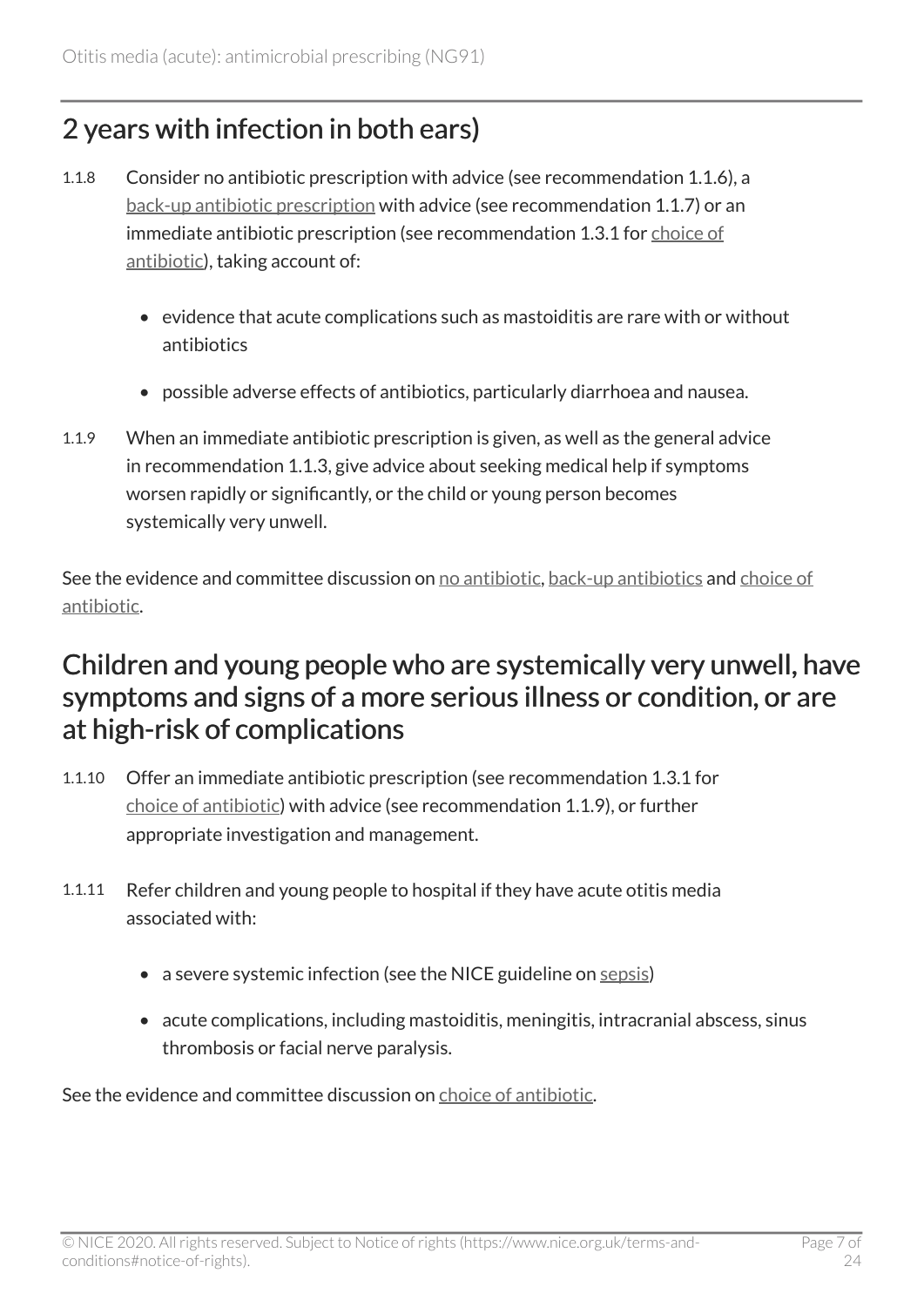## 2 years with infection in both ears)

1.1.8 Consider no antibiotic prescription with advice (see recommendation 1.1.6), a back-up antibiotic prescription with advice (see recommendation 1.1.7) or an immediate antibiotic prescription (see recommendation 1.3.1 for choice of antibiotic), taking account of:

- evidence that acute complications such as mastoiditis are rare with or without antibiotics
- possible adverse effects of antibiotics, particularly diarrhoea and nausea.

1.1.9 When an immediate antibiotic prescription is given, as well as the general advice in recommendation 1.1.3, give advice about seeking medical help if symptoms worsen rapidly or significantly, or the child or young person becomes systemically very unwell.

See the evidence and committee discussion on no antibiotic, back-up antibiotics and choice of antibiotic.

## Children and young people who are systemically very unwell, have symptoms and signs of a more serious illness or condition, or are at high-risk of complications

1.1.10 Offer an immediate antibiotic prescription (see recommendation 1.3.1 for choice of antibiotic) with advice (see recommendation 1.1.9), or further appropriate investigation and management.

1.1.11 Refer children and young people to hospital if they have acute otitis media associated with:

- a severe systemic infection (see the NICE guideline on sepsis)
- acute complications, including mastoiditis, meningitis, intracranial abscess, sinus thrombosis or facial nerve paralysis.

See the evidence and committee discussion on choice of antibiotic.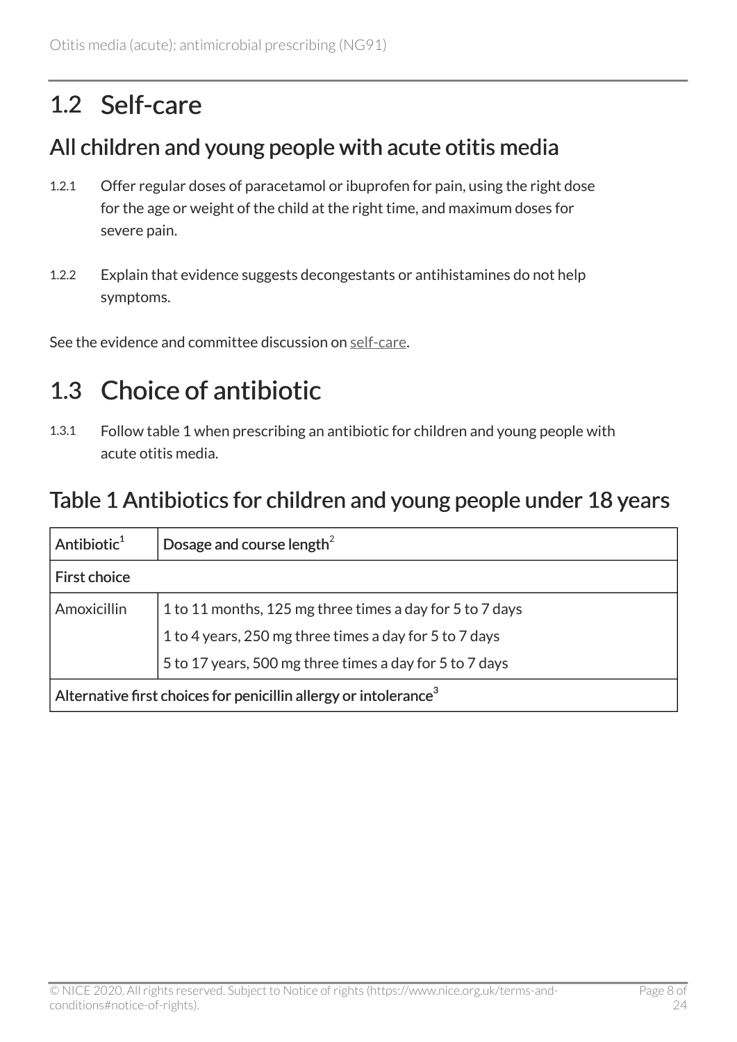## 1.2 Self-care

### All children and young people with acute otitis media

1.2.1 Offer regular doses of paracetamol or ibuprofen for pain, using the right dose for the age or weight of the child at the right time, and maximum doses for severe pain.

1.2.2 Explain that evidence suggests decongestants or antihistamines do not help symptoms.

See the evidence and committee discussion on self-care.

## 1.3 Choice of antibiotic

1.3.1 Follow table 1 when prescribing an antibiotic for children and young people with acute otitis media.

### Table 1 Antibiotics for children and young people under 18 years

| Antibiotic[1] | Dosage and course length[2] |
|---|---|
| First choice | |
| Amoxicillin | 1 to 11 months, 125 mg three times a day for 5 to 7 days<br>1 to 4 years, 250 mg three times a day for 5 to 7 days<br>5 to 17 years, 500 mg three times a day for 5 to 7 days |
| Alternative first choices for penicillin allergy or intolerance[3] | |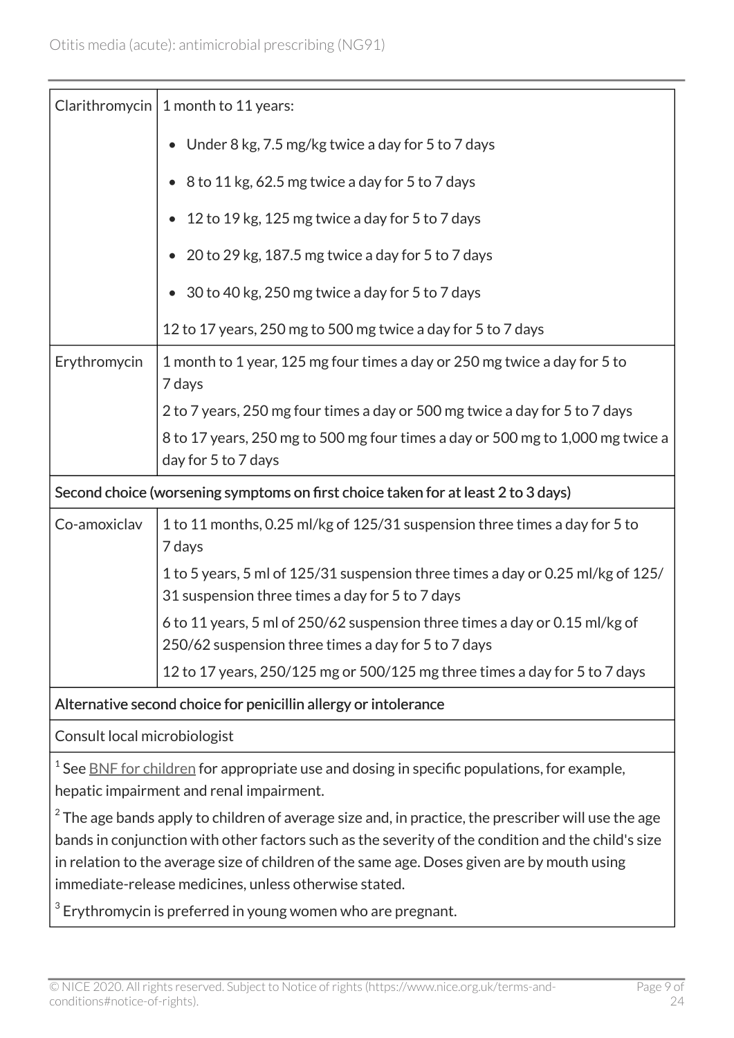| | |
|---|---|
| Clarithromycin | 1 month to 11 years:<br>• Under 8 kg, 7.5 mg/kg twice a day for 5 to 7 days<br>• 8 to 11 kg, 62.5 mg twice a day for 5 to 7 days<br>• 12 to 19 kg, 125 mg twice a day for 5 to 7 days<br>• 20 to 29 kg, 187.5 mg twice a day for 5 to 7 days<br>• 30 to 40 kg, 250 mg twice a day for 5 to 7 days<br>12 to 17 years, 250 mg to 500 mg twice a day for 5 to 7 days |
| Erythromycin | 1 month to 1 year, 125 mg four times a day or 250 mg twice a day for 5 to 7 days<br>2 to 7 years, 250 mg four times a day or 500 mg twice a day for 5 to 7 days<br>8 to 17 years, 250 mg to 500 mg four times a day or 500 mg to 1,000 mg twice a day for 5 to 7 days |
| **Second choice (worsening symptoms on first choice taken for at least 2 to 3 days)** | |
| Co-amoxiclav | 1 to 11 months, 0.25 ml/kg of 125/31 suspension three times a day for 5 to 7 days<br>1 to 5 years, 5 ml of 125/31 suspension three times a day or 0.25 ml/kg of 125/31 suspension three times a day for 5 to 7 days<br>6 to 11 years, 5 ml of 250/62 suspension three times a day or 0.15 ml/kg of 250/62 suspension three times a day for 5 to 7 days<br>12 to 17 years, 250/125 mg or 500/125 mg three times a day for 5 to 7 days |
| **Alternative second choice for penicillin allergy or intolerance** | |
| Consult local microbiologist | |

[1] See BNF for children for appropriate use and dosing in specific populations, for example, hepatic impairment and renal impairment.

[2] The age bands apply to children of average size and, in practice, the prescriber will use the age bands in conjunction with other factors such as the severity of the condition and the child's size in relation to the average size of children of the same age. Doses given are by mouth using immediate-release medicines, unless otherwise stated.

[3] Erythromycin is preferred in young women who are pregnant.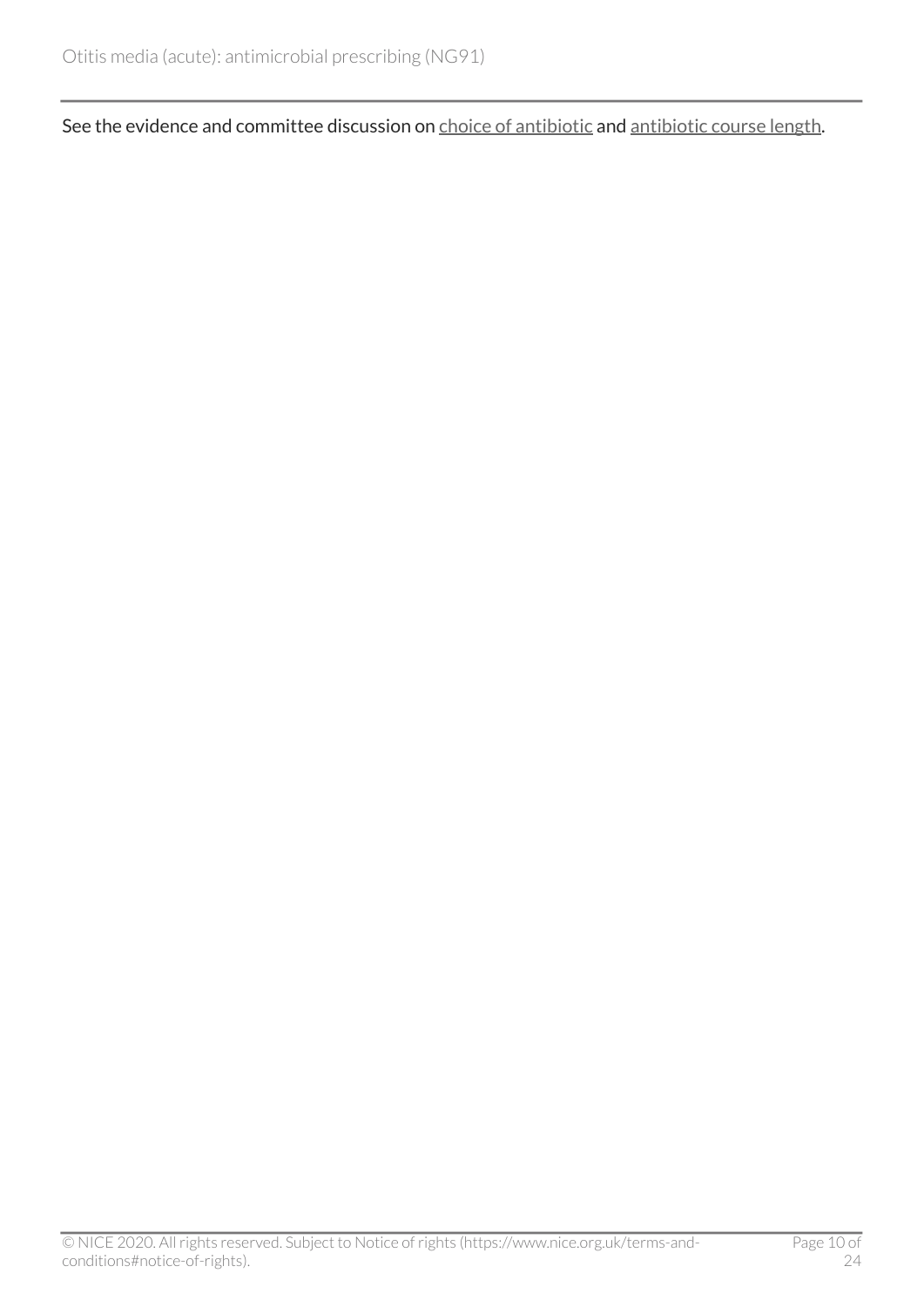See the evidence and committee discussion on choice of antibiotic and antibiotic course length.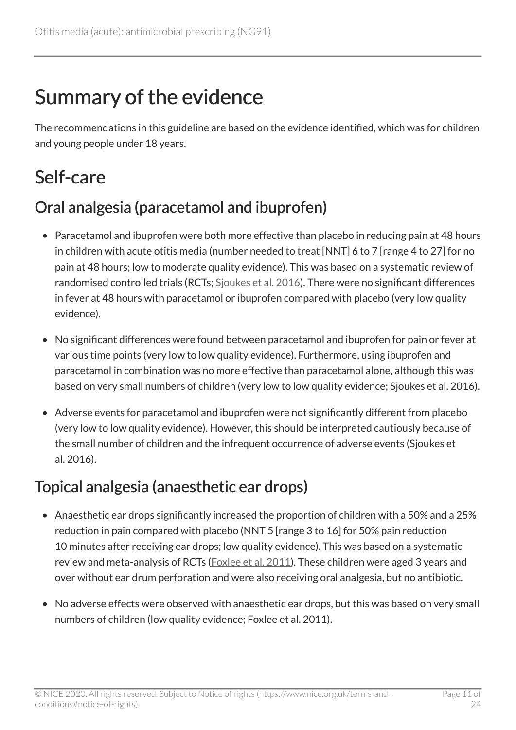# Summary of the evidence

The recommendations in this guideline are based on the evidence identified, which was for children and young people under 18 years.

## Self-care

### Oral analgesia (paracetamol and ibuprofen)

- Paracetamol and ibuprofen were both more effective than placebo in reducing pain at 48 hours in children with acute otitis media (number needed to treat [NNT] 6 to 7 [range 4 to 27] for no pain at 48 hours; low to moderate quality evidence). This was based on a systematic review of randomised controlled trials (RCTs; Sjoukes et al. 2016). There were no significant differences in fever at 48 hours with paracetamol or ibuprofen compared with placebo (very low quality evidence).
- No significant differences were found between paracetamol and ibuprofen for pain or fever at various time points (very low to low quality evidence). Furthermore, using ibuprofen and paracetamol in combination was no more effective than paracetamol alone, although this was based on very small numbers of children (very low to low quality evidence; Sjoukes et al. 2016).
- Adverse events for paracetamol and ibuprofen were not significantly different from placebo (very low to low quality evidence). However, this should be interpreted cautiously because of the small number of children and the infrequent occurrence of adverse events (Sjoukes et al. 2016).

### Topical analgesia (anaesthetic ear drops)

- Anaesthetic ear drops significantly increased the proportion of children with a 50% and a 25% reduction in pain compared with placebo (NNT 5 [range 3 to 16] for 50% pain reduction 10 minutes after receiving ear drops; low quality evidence). This was based on a systematic review and meta-analysis of RCTs (Foxlee et al. 2011). These children were aged 3 years and over without ear drum perforation and were also receiving oral analgesia, but no antibiotic.
- No adverse effects were observed with anaesthetic ear drops, but this was based on very small numbers of children (low quality evidence; Foxlee et al. 2011).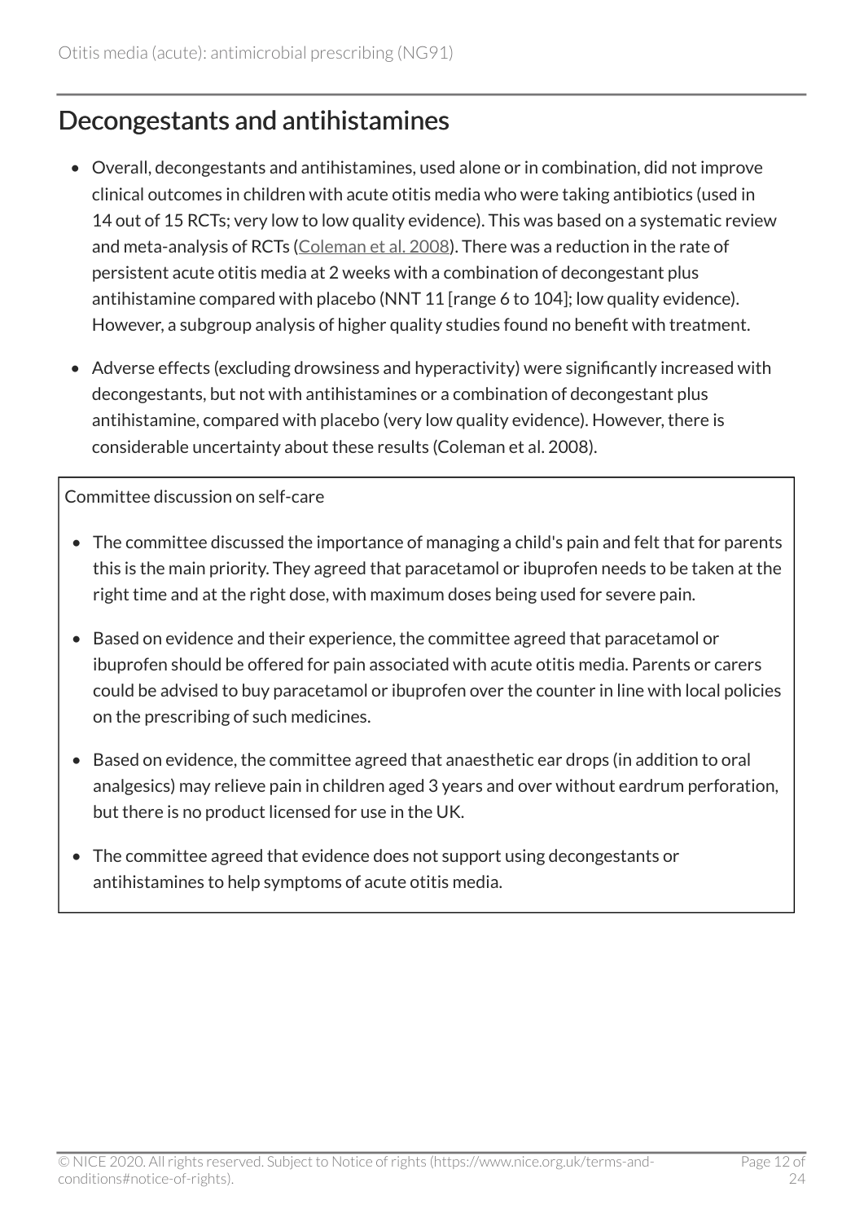## Decongestants and antihistamines

- Overall, decongestants and antihistamines, used alone or in combination, did not improve clinical outcomes in children with acute otitis media who were taking antibiotics (used in 14 out of 15 RCTs; very low to low quality evidence). This was based on a systematic review and meta-analysis of RCTs (Coleman et al. 2008). There was a reduction in the rate of persistent acute otitis media at 2 weeks with a combination of decongestant plus antihistamine compared with placebo (NNT 11 [range 6 to 104]; low quality evidence). However, a subgroup analysis of higher quality studies found no benefit with treatment.
- Adverse effects (excluding drowsiness and hyperactivity) were significantly increased with decongestants, but not with antihistamines or a combination of decongestant plus antihistamine, compared with placebo (very low quality evidence). However, there is considerable uncertainty about these results (Coleman et al. 2008).

Committee discussion on self-care

- The committee discussed the importance of managing a child's pain and felt that for parents this is the main priority. They agreed that paracetamol or ibuprofen needs to be taken at the right time and at the right dose, with maximum doses being used for severe pain.
- Based on evidence and their experience, the committee agreed that paracetamol or ibuprofen should be offered for pain associated with acute otitis media. Parents or carers could be advised to buy paracetamol or ibuprofen over the counter in line with local policies on the prescribing of such medicines.
- Based on evidence, the committee agreed that anaesthetic ear drops (in addition to oral analgesics) may relieve pain in children aged 3 years and over without eardrum perforation, but there is no product licensed for use in the UK.
- The committee agreed that evidence does not support using decongestants or antihistamines to help symptoms of acute otitis media.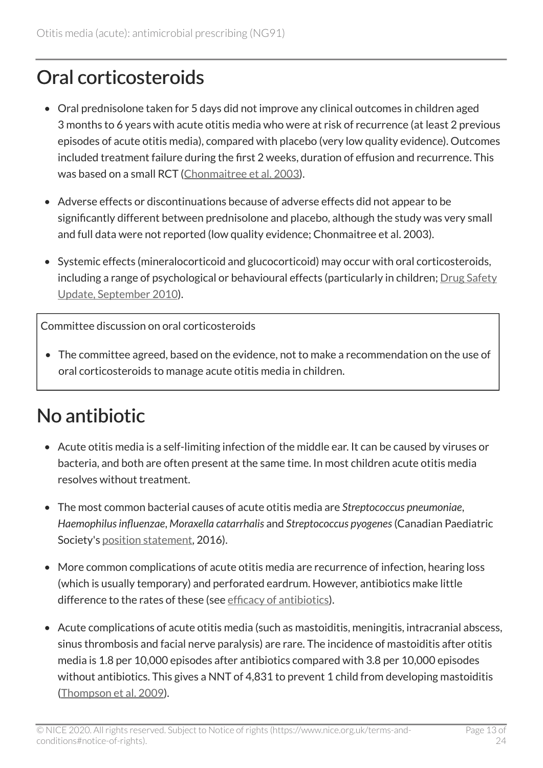## Oral corticosteroids

- Oral prednisolone taken for 5 days did not improve any clinical outcomes in children aged 3 months to 6 years with acute otitis media who were at risk of recurrence (at least 2 previous episodes of acute otitis media), compared with placebo (very low quality evidence). Outcomes included treatment failure during the first 2 weeks, duration of effusion and recurrence. This was based on a small RCT (Chonmaitree et al. 2003).
- Adverse effects or discontinuations because of adverse effects did not appear to be significantly different between prednisolone and placebo, although the study was very small and full data were not reported (low quality evidence; Chonmaitree et al. 2003).
- Systemic effects (mineralocorticoid and glucocorticoid) may occur with oral corticosteroids, including a range of psychological or behavioural effects (particularly in children; Drug Safety Update, September 2010).

Committee discussion on oral corticosteroids

- The committee agreed, based on the evidence, not to make a recommendation on the use of oral corticosteroids to manage acute otitis media in children.

## No antibiotic

- Acute otitis media is a self-limiting infection of the middle ear. It can be caused by viruses or bacteria, and both are often present at the same time. In most children acute otitis media resolves without treatment.
- The most common bacterial causes of acute otitis media are *Streptococcus pneumoniae*, *Haemophilus influenzae*, *Moraxella catarrhalis* and *Streptococcus pyogenes* (Canadian Paediatric Society's position statement, 2016).
- More common complications of acute otitis media are recurrence of infection, hearing loss (which is usually temporary) and perforated eardrum. However, antibiotics make little difference to the rates of these (see efficacy of antibiotics).
- Acute complications of acute otitis media (such as mastoiditis, meningitis, intracranial abscess, sinus thrombosis and facial nerve paralysis) are rare. The incidence of mastoiditis after otitis media is 1.8 per 10,000 episodes after antibiotics compared with 3.8 per 10,000 episodes without antibiotics. This gives a NNT of 4,831 to prevent 1 child from developing mastoiditis (Thompson et al. 2009).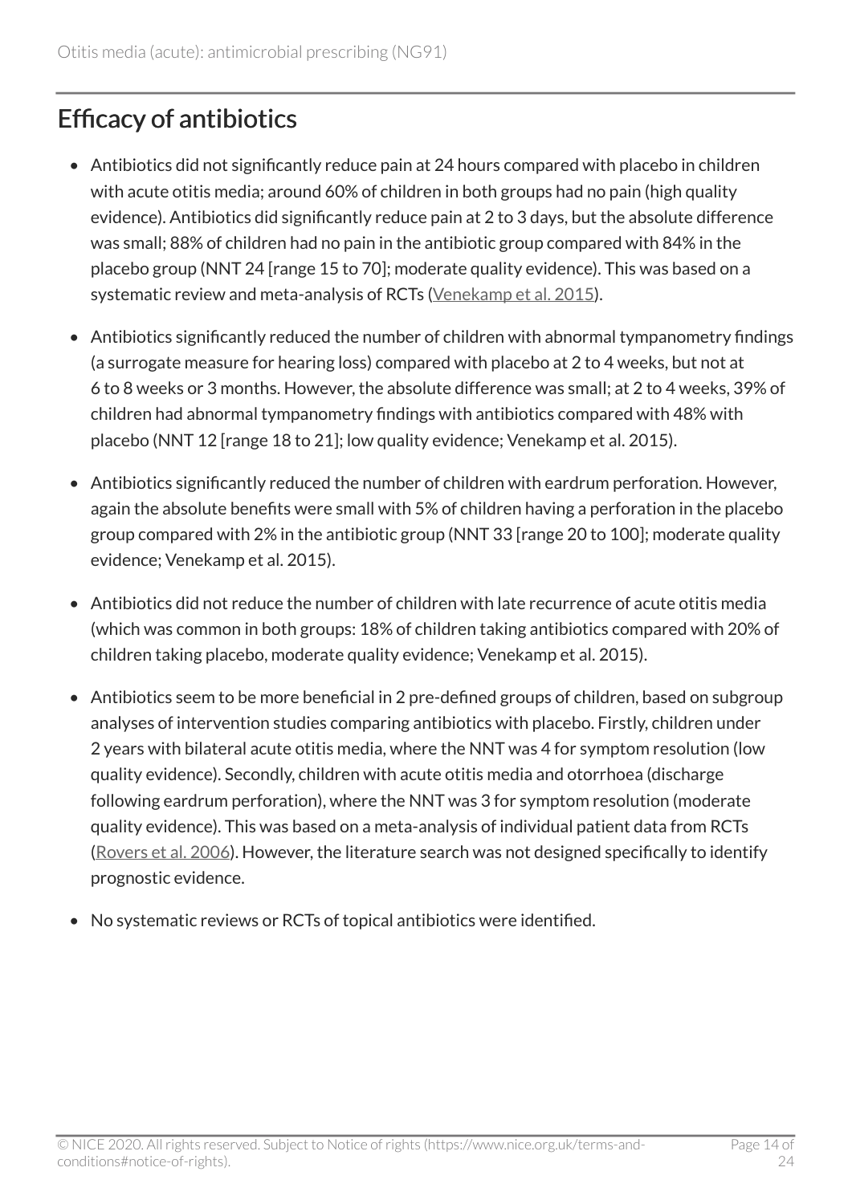## Efficacy of antibiotics

- Antibiotics did not significantly reduce pain at 24 hours compared with placebo in children with acute otitis media; around 60% of children in both groups had no pain (high quality evidence). Antibiotics did significantly reduce pain at 2 to 3 days, but the absolute difference was small; 88% of children had no pain in the antibiotic group compared with 84% in the placebo group (NNT 24 [range 15 to 70]; moderate quality evidence). This was based on a systematic review and meta-analysis of RCTs (Venekamp et al. 2015).
- Antibiotics significantly reduced the number of children with abnormal tympanometry findings (a surrogate measure for hearing loss) compared with placebo at 2 to 4 weeks, but not at 6 to 8 weeks or 3 months. However, the absolute difference was small; at 2 to 4 weeks, 39% of children had abnormal tympanometry findings with antibiotics compared with 48% with placebo (NNT 12 [range 18 to 21]; low quality evidence; Venekamp et al. 2015).
- Antibiotics significantly reduced the number of children with eardrum perforation. However, again the absolute benefits were small with 5% of children having a perforation in the placebo group compared with 2% in the antibiotic group (NNT 33 [range 20 to 100]; moderate quality evidence; Venekamp et al. 2015).
- Antibiotics did not reduce the number of children with late recurrence of acute otitis media (which was common in both groups: 18% of children taking antibiotics compared with 20% of children taking placebo, moderate quality evidence; Venekamp et al. 2015).
- Antibiotics seem to be more beneficial in 2 pre-defined groups of children, based on subgroup analyses of intervention studies comparing antibiotics with placebo. Firstly, children under 2 years with bilateral acute otitis media, where the NNT was 4 for symptom resolution (low quality evidence). Secondly, children with acute otitis media and otorrhoea (discharge following eardrum perforation), where the NNT was 3 for symptom resolution (moderate quality evidence). This was based on a meta-analysis of individual patient data from RCTs (Rovers et al. 2006). However, the literature search was not designed specifically to identify prognostic evidence.
- No systematic reviews or RCTs of topical antibiotics were identified.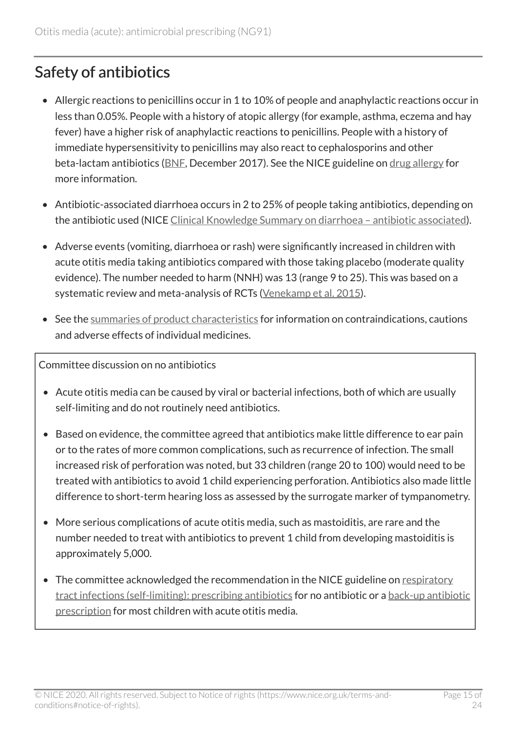## Safety of antibiotics

- Allergic reactions to penicillins occur in 1 to 10% of people and anaphylactic reactions occur in less than 0.05%. People with a history of atopic allergy (for example, asthma, eczema and hay fever) have a higher risk of anaphylactic reactions to penicillins. People with a history of immediate hypersensitivity to penicillins may also react to cephalosporins and other beta-lactam antibiotics (BNF, December 2017). See the NICE guideline on drug allergy for more information.
- Antibiotic-associated diarrhoea occurs in 2 to 25% of people taking antibiotics, depending on the antibiotic used (NICE Clinical Knowledge Summary on diarrhoea – antibiotic associated).
- Adverse events (vomiting, diarrhoea or rash) were significantly increased in children with acute otitis media taking antibiotics compared with those taking placebo (moderate quality evidence). The number needed to harm (NNH) was 13 (range 9 to 25). This was based on a systematic review and meta-analysis of RCTs (Venekamp et al. 2015).
- See the summaries of product characteristics for information on contraindications, cautions and adverse effects of individual medicines.

Committee discussion on no antibiotics

- Acute otitis media can be caused by viral or bacterial infections, both of which are usually self-limiting and do not routinely need antibiotics.
- Based on evidence, the committee agreed that antibiotics make little difference to ear pain or to the rates of more common complications, such as recurrence of infection. The small increased risk of perforation was noted, but 33 children (range 20 to 100) would need to be treated with antibiotics to avoid 1 child experiencing perforation. Antibiotics also made little difference to short-term hearing loss as assessed by the surrogate marker of tympanometry.
- More serious complications of acute otitis media, such as mastoiditis, are rare and the number needed to treat with antibiotics to prevent 1 child from developing mastoiditis is approximately 5,000.
- The committee acknowledged the recommendation in the NICE guideline on respiratory tract infections (self-limiting): prescribing antibiotics for no antibiotic or a back-up antibiotic prescription for most children with acute otitis media.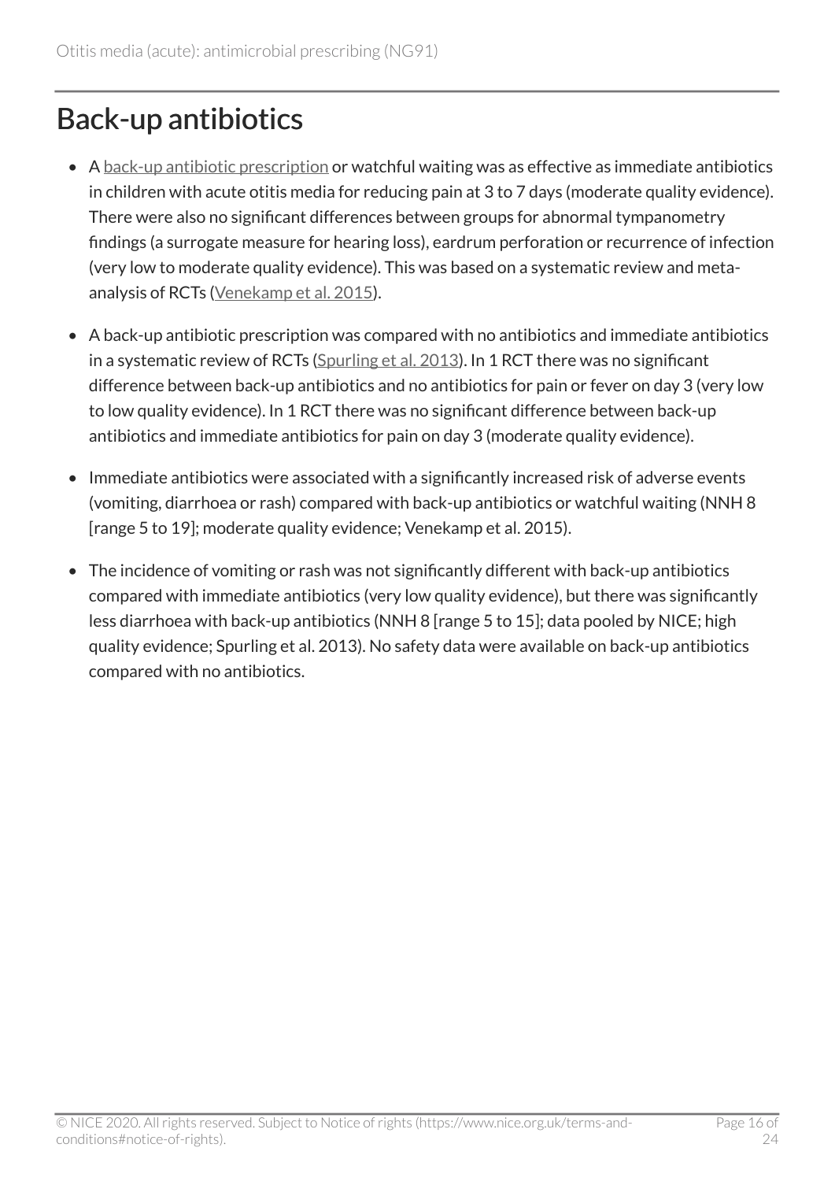# Back-up antibiotics

- A back-up antibiotic prescription or watchful waiting was as effective as immediate antibiotics in children with acute otitis media for reducing pain at 3 to 7 days (moderate quality evidence). There were also no significant differences between groups for abnormal tympanometry findings (a surrogate measure for hearing loss), eardrum perforation or recurrence of infection (very low to moderate quality evidence). This was based on a systematic review and meta-analysis of RCTs (Venekamp et al. 2015).
- A back-up antibiotic prescription was compared with no antibiotics and immediate antibiotics in a systematic review of RCTs (Spurling et al. 2013). In 1 RCT there was no significant difference between back-up antibiotics and no antibiotics for pain or fever on day 3 (very low to low quality evidence). In 1 RCT there was no significant difference between back-up antibiotics and immediate antibiotics for pain on day 3 (moderate quality evidence).
- Immediate antibiotics were associated with a significantly increased risk of adverse events (vomiting, diarrhoea or rash) compared with back-up antibiotics or watchful waiting (NNH 8 [range 5 to 19]; moderate quality evidence; Venekamp et al. 2015).
- The incidence of vomiting or rash was not significantly different with back-up antibiotics compared with immediate antibiotics (very low quality evidence), but there was significantly less diarrhoea with back-up antibiotics (NNH 8 [range 5 to 15]; data pooled by NICE; high quality evidence; Spurling et al. 2013). No safety data were available on back-up antibiotics compared with no antibiotics.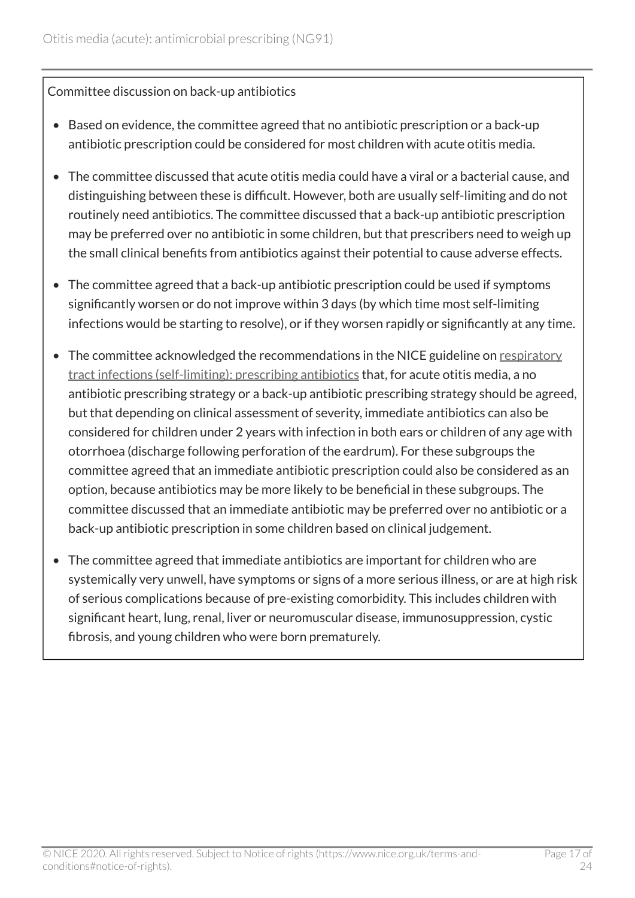Committee discussion on back-up antibiotics

- Based on evidence, the committee agreed that no antibiotic prescription or a back-up antibiotic prescription could be considered for most children with acute otitis media.
- The committee discussed that acute otitis media could have a viral or a bacterial cause, and distinguishing between these is difficult. However, both are usually self-limiting and do not routinely need antibiotics. The committee discussed that a back-up antibiotic prescription may be preferred over no antibiotic in some children, but that prescribers need to weigh up the small clinical benefits from antibiotics against their potential to cause adverse effects.
- The committee agreed that a back-up antibiotic prescription could be used if symptoms significantly worsen or do not improve within 3 days (by which time most self-limiting infections would be starting to resolve), or if they worsen rapidly or significantly at any time.
- The committee acknowledged the recommendations in the NICE guideline on respiratory tract infections (self-limiting): prescribing antibiotics that, for acute otitis media, a no antibiotic prescribing strategy or a back-up antibiotic prescribing strategy should be agreed, but that depending on clinical assessment of severity, immediate antibiotics can also be considered for children under 2 years with infection in both ears or children of any age with otorrhoea (discharge following perforation of the eardrum). For these subgroups the committee agreed that an immediate antibiotic prescription could also be considered as an option, because antibiotics may be more likely to be beneficial in these subgroups. The committee discussed that an immediate antibiotic may be preferred over no antibiotic or a back-up antibiotic prescription in some children based on clinical judgement.
- The committee agreed that immediate antibiotics are important for children who are systemically very unwell, have symptoms or signs of a more serious illness, or are at high risk of serious complications because of pre-existing comorbidity. This includes children with significant heart, lung, renal, liver or neuromuscular disease, immunosuppression, cystic fibrosis, and young children who were born prematurely.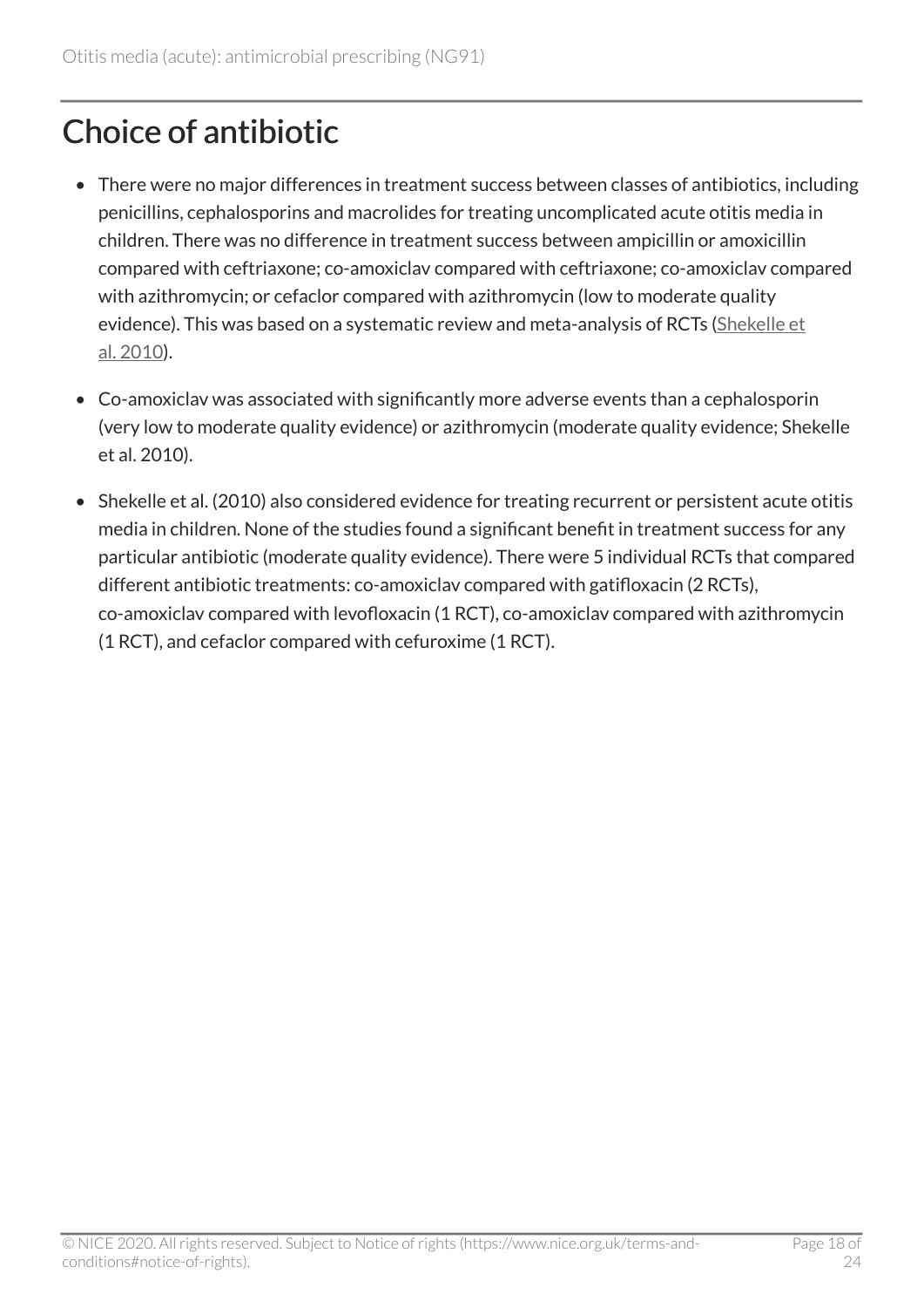## Choice of antibiotic

- There were no major differences in treatment success between classes of antibiotics, including penicillins, cephalosporins and macrolides for treating uncomplicated acute otitis media in children. There was no difference in treatment success between ampicillin or amoxicillin compared with ceftriaxone; co-amoxiclav compared with ceftriaxone; co-amoxiclav compared with azithromycin; or cefaclor compared with azithromycin (low to moderate quality evidence). This was based on a systematic review and meta-analysis of RCTs (Shekelle et al. 2010).
- Co-amoxiclav was associated with significantly more adverse events than a cephalosporin (very low to moderate quality evidence) or azithromycin (moderate quality evidence; Shekelle et al. 2010).
- Shekelle et al. (2010) also considered evidence for treating recurrent or persistent acute otitis media in children. None of the studies found a significant benefit in treatment success for any particular antibiotic (moderate quality evidence). There were 5 individual RCTs that compared different antibiotic treatments: co-amoxiclav compared with gatifloxacin (2 RCTs), co-amoxiclav compared with levofloxacin (1 RCT), co-amoxiclav compared with azithromycin (1 RCT), and cefaclor compared with cefuroxime (1 RCT).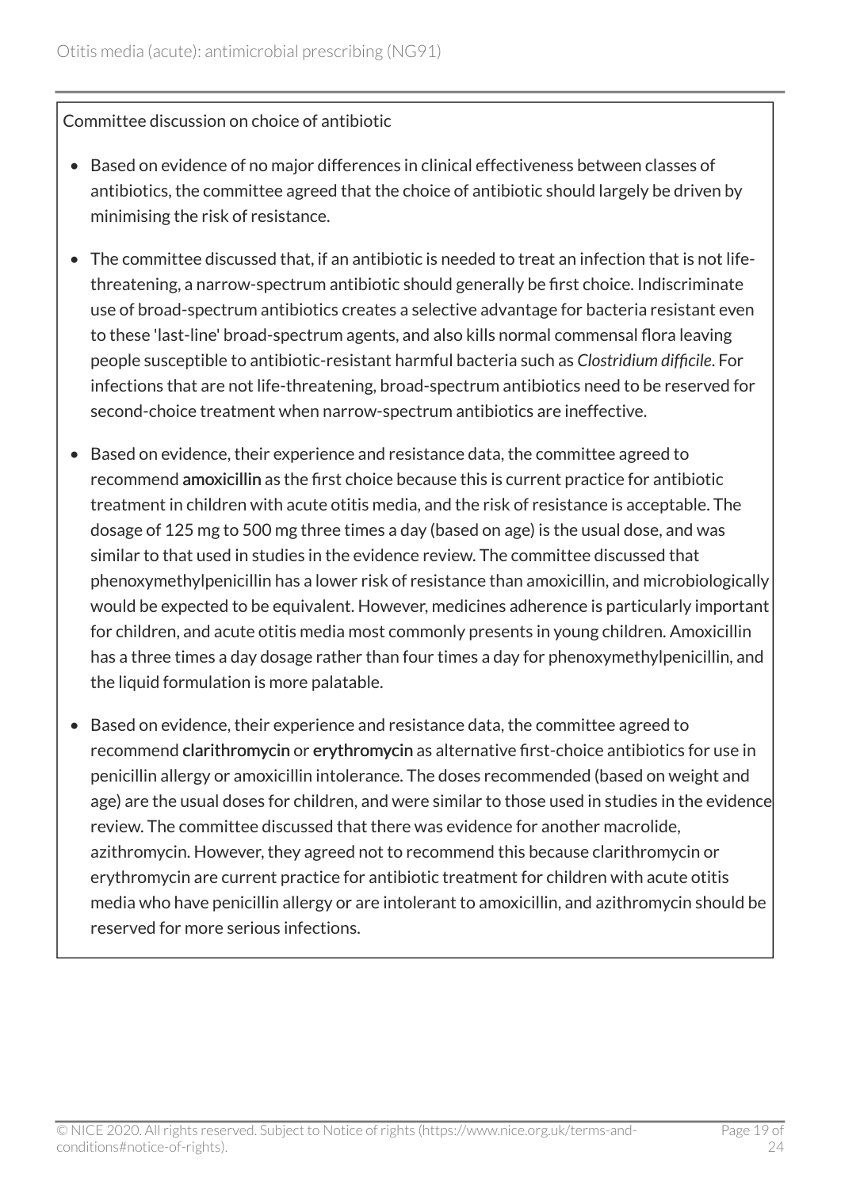Committee discussion on choice of antibiotic

- Based on evidence of no major differences in clinical effectiveness between classes of antibiotics, the committee agreed that the choice of antibiotic should largely be driven by minimising the risk of resistance.
- The committee discussed that, if an antibiotic is needed to treat an infection that is not life-threatening, a narrow-spectrum antibiotic should generally be first choice. Indiscriminate use of broad-spectrum antibiotics creates a selective advantage for bacteria resistant even to these 'last-line' broad-spectrum agents, and also kills normal commensal flora leaving people susceptible to antibiotic-resistant harmful bacteria such as *Clostridium difficile*. For infections that are not life-threatening, broad-spectrum antibiotics need to be reserved for second-choice treatment when narrow-spectrum antibiotics are ineffective.
- Based on evidence, their experience and resistance data, the committee agreed to recommend **amoxicillin** as the first choice because this is current practice for antibiotic treatment in children with acute otitis media, and the risk of resistance is acceptable. The dosage of 125 mg to 500 mg three times a day (based on age) is the usual dose, and was similar to that used in studies in the evidence review. The committee discussed that phenoxymethylpenicillin has a lower risk of resistance than amoxicillin, and microbiologically would be expected to be equivalent. However, medicines adherence is particularly important for children, and acute otitis media most commonly presents in young children. Amoxicillin has a three times a day dosage rather than four times a day for phenoxymethylpenicillin, and the liquid formulation is more palatable.
- Based on evidence, their experience and resistance data, the committee agreed to recommend **clarithromycin** or **erythromycin** as alternative first-choice antibiotics for use in penicillin allergy or amoxicillin intolerance. The doses recommended (based on weight and age) are the usual doses for children, and were similar to those used in studies in the evidence review. The committee discussed that there was evidence for another macrolide, azithromycin. However, they agreed not to recommend this because clarithromycin or erythromycin are current practice for antibiotic treatment for children with acute otitis media who have penicillin allergy or are intolerant to amoxicillin, and azithromycin should be reserved for more serious infections.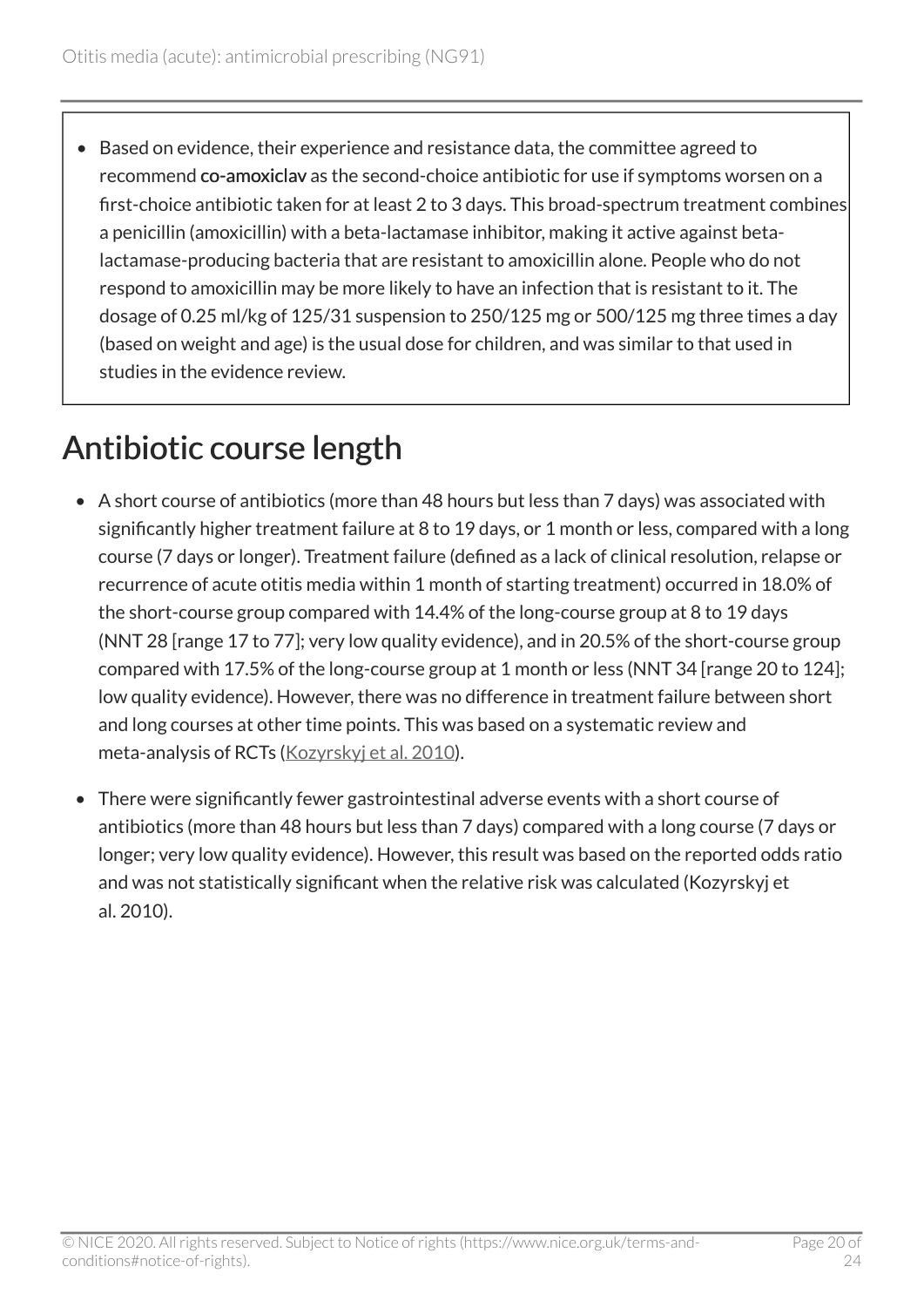- Based on evidence, their experience and resistance data, the committee agreed to recommend **co-amoxiclav** as the second-choice antibiotic for use if symptoms worsen on a first-choice antibiotic taken for at least 2 to 3 days. This broad-spectrum treatment combines a penicillin (amoxicillin) with a beta-lactamase inhibitor, making it active against beta-lactamase-producing bacteria that are resistant to amoxicillin alone. People who do not respond to amoxicillin may be more likely to have an infection that is resistant to it. The dosage of 0.25 ml/kg of 125/31 suspension to 250/125 mg or 500/125 mg three times a day (based on weight and age) is the usual dose for children, and was similar to that used in studies in the evidence review.

## Antibiotic course length

- A short course of antibiotics (more than 48 hours but less than 7 days) was associated with significantly higher treatment failure at 8 to 19 days, or 1 month or less, compared with a long course (7 days or longer). Treatment failure (defined as a lack of clinical resolution, relapse or recurrence of acute otitis media within 1 month of starting treatment) occurred in 18.0% of the short-course group compared with 14.4% of the long-course group at 8 to 19 days (NNT 28 [range 17 to 77]; very low quality evidence), and in 20.5% of the short-course group compared with 17.5% of the long-course group at 1 month or less (NNT 34 [range 20 to 124]; low quality evidence). However, there was no difference in treatment failure between short and long courses at other time points. This was based on a systematic review and meta-analysis of RCTs (Kozyrskyj et al. 2010).
- There were significantly fewer gastrointestinal adverse events with a short course of antibiotics (more than 48 hours but less than 7 days) compared with a long course (7 days or longer; very low quality evidence). However, this result was based on the reported odds ratio and was not statistically significant when the relative risk was calculated (Kozyrskyj et al. 2010).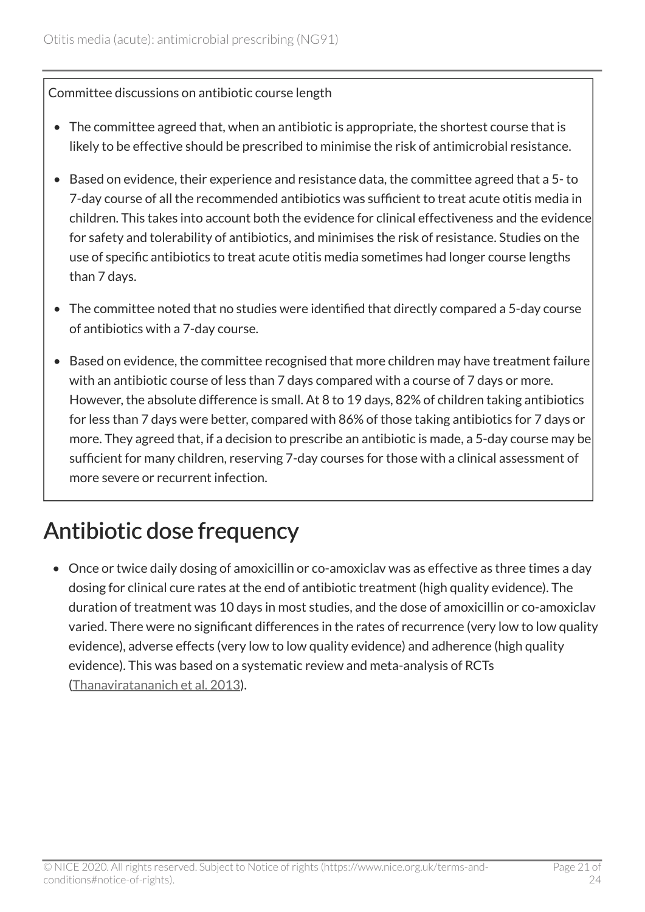Committee discussions on antibiotic course length

- The committee agreed that, when an antibiotic is appropriate, the shortest course that is likely to be effective should be prescribed to minimise the risk of antimicrobial resistance.
- Based on evidence, their experience and resistance data, the committee agreed that a 5- to 7-day course of all the recommended antibiotics was sufficient to treat acute otitis media in children. This takes into account both the evidence for clinical effectiveness and the evidence for safety and tolerability of antibiotics, and minimises the risk of resistance. Studies on the use of specific antibiotics to treat acute otitis media sometimes had longer course lengths than 7 days.
- The committee noted that no studies were identified that directly compared a 5-day course of antibiotics with a 7-day course.
- Based on evidence, the committee recognised that more children may have treatment failure with an antibiotic course of less than 7 days compared with a course of 7 days or more. However, the absolute difference is small. At 8 to 19 days, 82% of children taking antibiotics for less than 7 days were better, compared with 86% of those taking antibiotics for 7 days or more. They agreed that, if a decision to prescribe an antibiotic is made, a 5-day course may be sufficient for many children, reserving 7-day courses for those with a clinical assessment of more severe or recurrent infection.

## Antibiotic dose frequency

- Once or twice daily dosing of amoxicillin or co-amoxiclav was as effective as three times a day dosing for clinical cure rates at the end of antibiotic treatment (high quality evidence). The duration of treatment was 10 days in most studies, and the dose of amoxicillin or co-amoxiclav varied. There were no significant differences in the rates of recurrence (very low to low quality evidence), adverse effects (very low to low quality evidence) and adherence (high quality evidence). This was based on a systematic review and meta-analysis of RCTs (Thanaviratananich et al. 2013).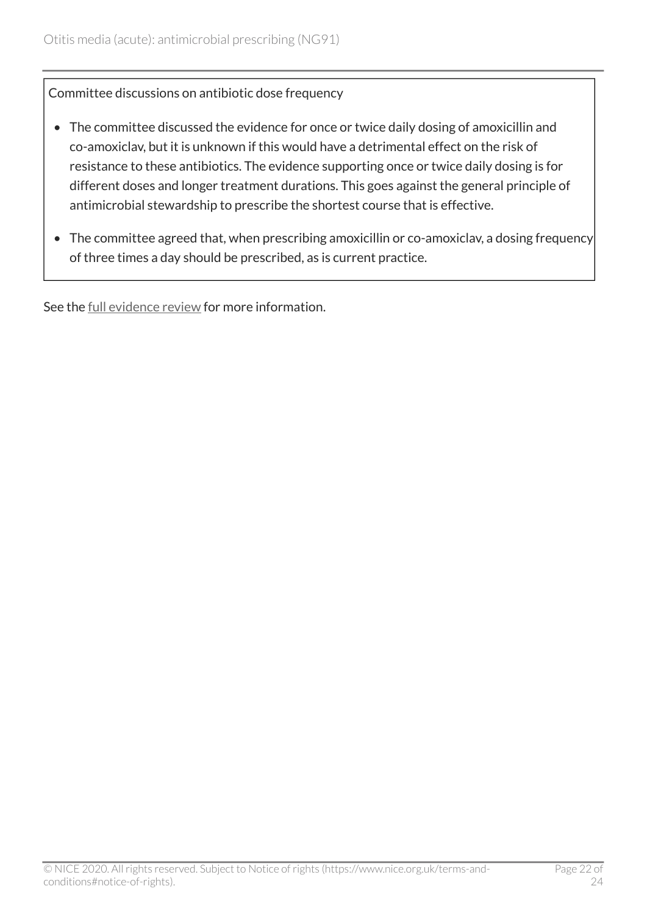Committee discussions on antibiotic dose frequency

- The committee discussed the evidence for once or twice daily dosing of amoxicillin and co-amoxiclav, but it is unknown if this would have a detrimental effect on the risk of resistance to these antibiotics. The evidence supporting once or twice daily dosing is for different doses and longer treatment durations. This goes against the general principle of antimicrobial stewardship to prescribe the shortest course that is effective.
- The committee agreed that, when prescribing amoxicillin or co-amoxiclav, a dosing frequency of three times a day should be prescribed, as is current practice.

See the full evidence review for more information.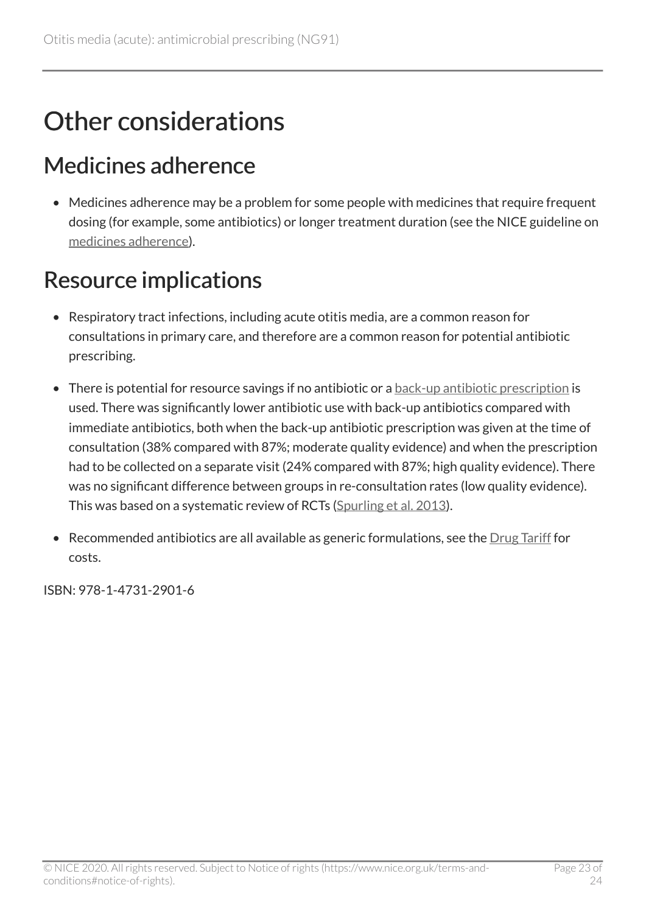# Other considerations

## Medicines adherence

- Medicines adherence may be a problem for some people with medicines that require frequent dosing (for example, some antibiotics) or longer treatment duration (see the NICE guideline on medicines adherence).

## Resource implications

- Respiratory tract infections, including acute otitis media, are a common reason for consultations in primary care, and therefore are a common reason for potential antibiotic prescribing.
- There is potential for resource savings if no antibiotic or a back-up antibiotic prescription is used. There was significantly lower antibiotic use with back-up antibiotics compared with immediate antibiotics, both when the back-up antibiotic prescription was given at the time of consultation (38% compared with 87%; moderate quality evidence) and when the prescription had to be collected on a separate visit (24% compared with 87%; high quality evidence). There was no significant difference between groups in re-consultation rates (low quality evidence). This was based on a systematic review of RCTs (Spurling et al. 2013).
- Recommended antibiotics are all available as generic formulations, see the Drug Tariff for costs.

ISBN: 978-1-4731-2901-6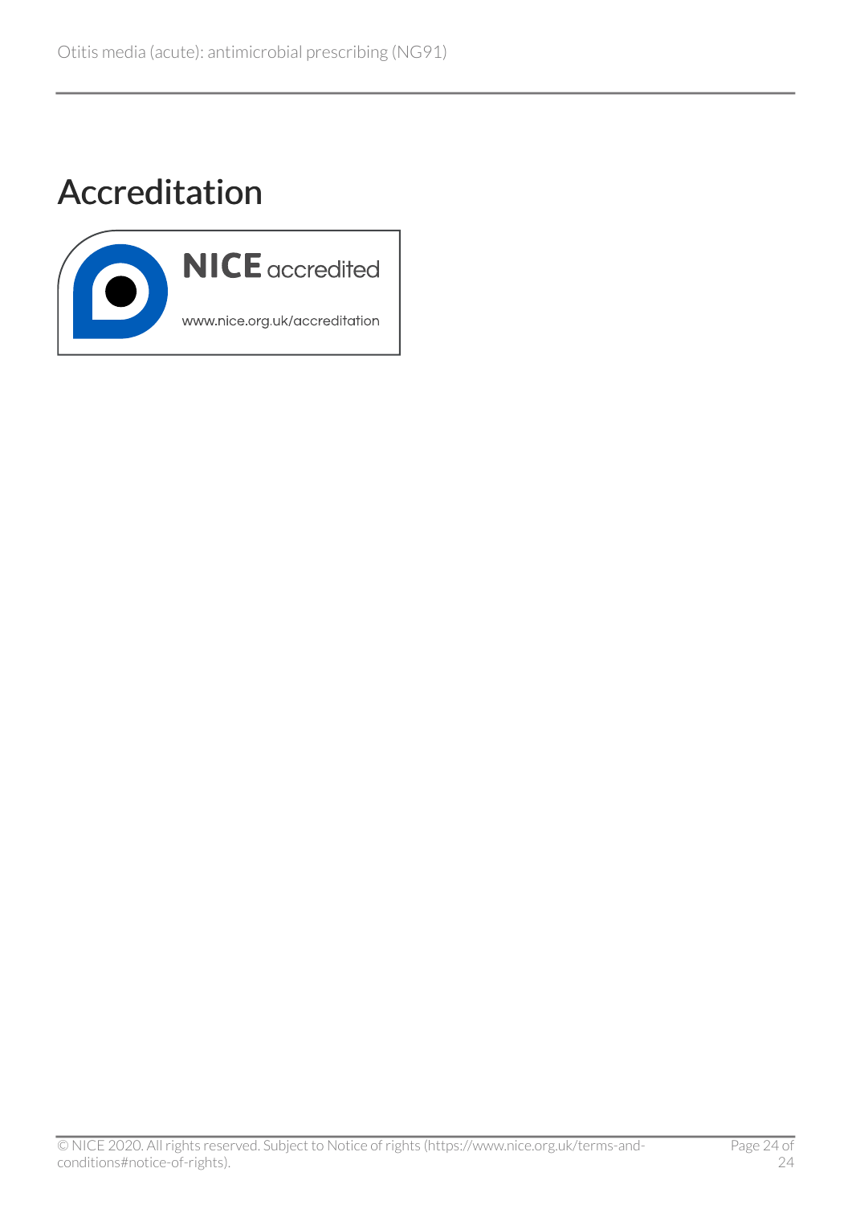# Accreditation

NICE accredited

www.nice.org.uk/accreditation